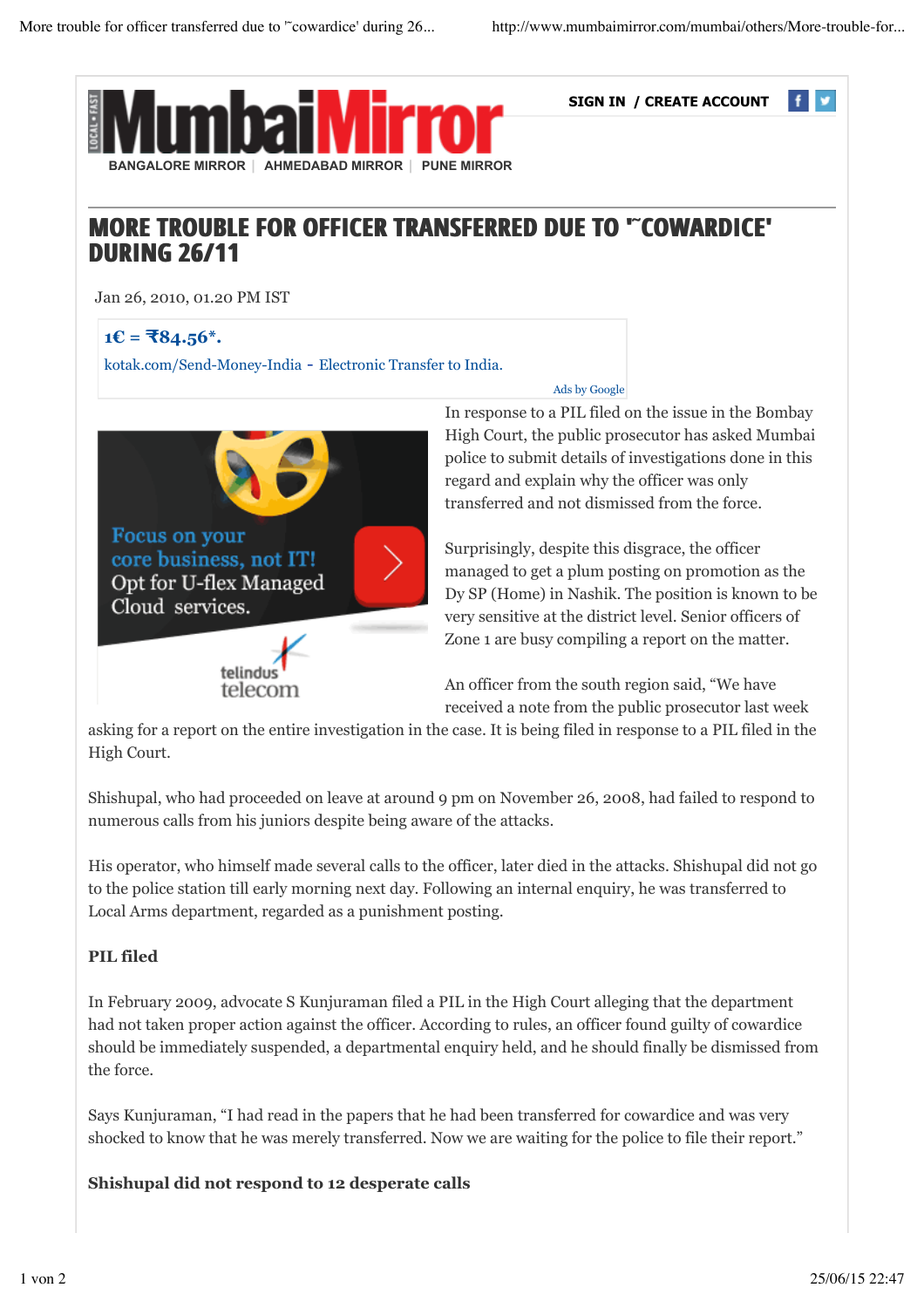# MORE TROUBLE FOR OFFICER TRANSFERRED DUE TO '˜COWARDICE' DURING 26/11

Jan 26, 2010, 01.20 PM IST

In response to a PIL filed on the issue in the Bombay High Court, the public prosecutor has asked Mumbai police to submit details of investigations done in this regard and explain why the officer was only transferred and not dismissed from the force.

Surprisingly, despite this disgrace, the officer managed to get a plum posting on promotion as the Dy SP (Home) in Nashik. The position is known to be very sensitive at the district level. Senior officers of Zone 1 are busy compiling a report on the matter.

An officer from the south region said, "We have received a note from the public prosecutor last week asking for a report on the entire investigation in the case. It is being filed in response to a PIL filed in the High Court.

Shishupal, who had proceeded on leave at around 9 pm on November 26, 2008, had failed to respond to numerous calls from his juniors despite being aware of the attacks.

His operator, who himself made several calls to the officer, later died in the attacks. Shishupal did not go to the police station till early morning next day. Following an internal enquiry, he was transferred to Local Arms department, regarded as a punishment posting.

**PIL filed**

In February 2009, advocate S Kunjuraman filed a PIL in the High Court alleging that the department had not taken proper action against the officer. According to rules, an officer found guilty of cowardice should be immediately suspended, a departmental enquiry held, and he should finally be dismissed from the force.

Says Kunjuraman, "I had read in the papers that he had been transferred for cowardice and was very shocked to know that he was merely transferred. Now we are waiting for the police to file their report."

**Shishupal did not respond to 12 desperate calls**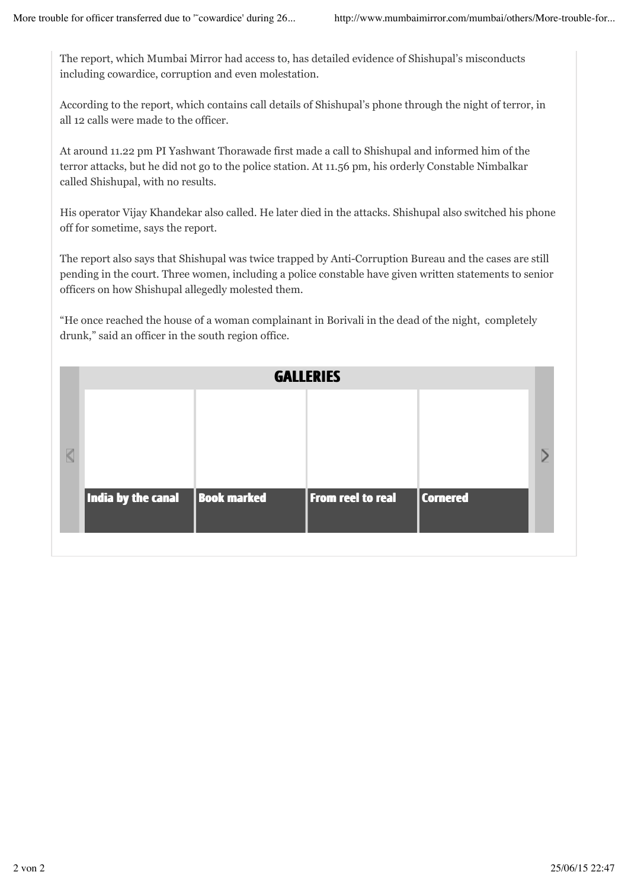The report, which Mumbai Mirror had access to, has detailed evidence of Shishupal's misconducts including cowardice, corruption and even molestation.

According to the report, which contains call details of Shishupal's phone through the night of terror, in all 12 calls were made to the officer.

At around 11.22 pm PI Yashwant Thorawade first made a call to Shishupal and informed him of the terror attacks, but he did not go to the police station. At 11.56 pm, his orderly Constable Nimbalkar called Shishupal, with no results.

His operator Vijay Khandekar also called. He later died in the attacks. Shishupal also switched his phone off for sometime, says the report.

The report also says that Shishupal was twice trapped by Anti-Corruption Bureau and the cases are still pending in the court. Three women, including a police constable have given written statements to senior officers on how Shishupal allegedly molested them.

"He once reached the house of a woman complainant in Borivali in the dead of the night, completely drunk," said an officer in the south region office.

## GALLERIES

India by the canal

Book marked

From reel to real

Cornered